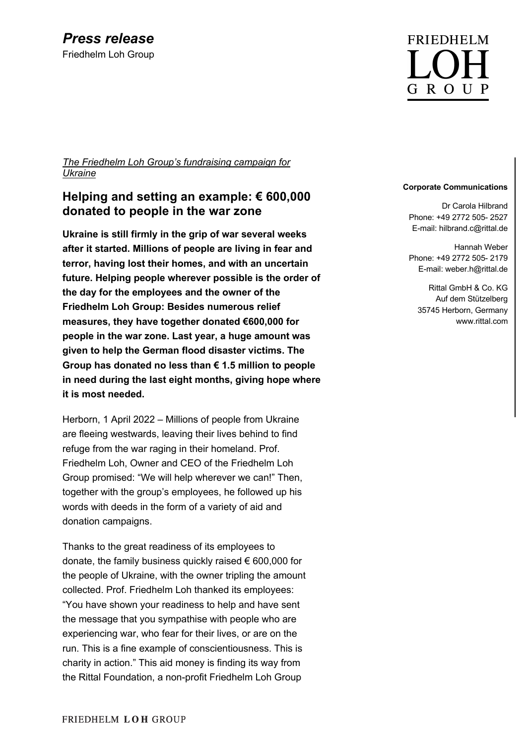# *Press release*

Friedhelm Loh Group

FRIEDHELM LOH GROUP

**Corporate Communications**

Dr Carola Hilbrand
Phone: +49 2772 505- 2527
E-mail: hilbrand.c@rittal.de

Hannah Weber
Phone: +49 2772 505- 2179
E-mail: weber.h@rittal.de

Rittal GmbH & Co. KG
Auf dem Stützelberg
35745 Herborn, Germany
www.rittal.com

*The Friedhelm Loh Group's fundraising campaign for Ukraine*

## Helping and setting an example: € 600,000 donated to people in the war zone

**Ukraine is still firmly in the grip of war several weeks after it started. Millions of people are living in fear and terror, having lost their homes, and with an uncertain future. Helping people wherever possible is the order of the day for the employees and the owner of the Friedhelm Loh Group: Besides numerous relief measures, they have together donated €600,000 for people in the war zone. Last year, a huge amount was given to help the German flood disaster victims. The Group has donated no less than € 1.5 million to people in need during the last eight months, giving hope where it is most needed.**

Herborn, 1 April 2022 – Millions of people from Ukraine are fleeing westwards, leaving their lives behind to find refuge from the war raging in their homeland. Prof. Friedhelm Loh, Owner and CEO of the Friedhelm Loh Group promised: "We will help wherever we can!" Then, together with the group's employees, he followed up his words with deeds in the form of a variety of aid and donation campaigns.

Thanks to the great readiness of its employees to donate, the family business quickly raised € 600,000 for the people of Ukraine, with the owner tripling the amount collected. Prof. Friedhelm Loh thanked its employees: "You have shown your readiness to help and have sent the message that you sympathise with people who are experiencing war, who fear for their lives, or are on the run. This is a fine example of conscientiousness. This is charity in action." This aid money is finding its way from the Rittal Foundation, a non-profit Friedhelm Loh Group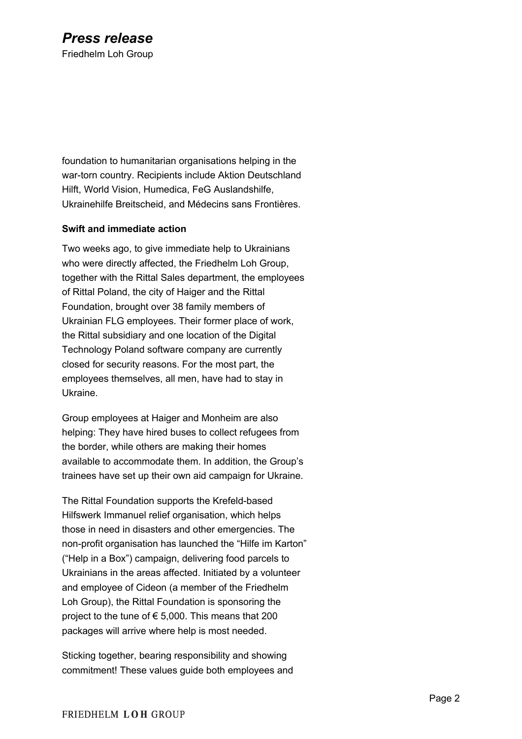foundation to humanitarian organisations helping in the war-torn country. Recipients include Aktion Deutschland Hilft, World Vision, Humedica, FeG Auslandshilfe, Ukrainehilfe Breitscheid, and Médecins sans Frontières.

**Swift and immediate action**

Two weeks ago, to give immediate help to Ukrainians who were directly affected, the Friedhelm Loh Group, together with the Rittal Sales department, the employees of Rittal Poland, the city of Haiger and the Rittal Foundation, brought over 38 family members of Ukrainian FLG employees. Their former place of work, the Rittal subsidiary and one location of the Digital Technology Poland software company are currently closed for security reasons. For the most part, the employees themselves, all men, have had to stay in Ukraine.

Group employees at Haiger and Monheim are also helping: They have hired buses to collect refugees from the border, while others are making their homes available to accommodate them. In addition, the Group's trainees have set up their own aid campaign for Ukraine.

The Rittal Foundation supports the Krefeld-based Hilfswerk Immanuel relief organisation, which helps those in need in disasters and other emergencies. The non-profit organisation has launched the "Hilfe im Karton" ("Help in a Box") campaign, delivering food parcels to Ukrainians in the areas affected. Initiated by a volunteer and employee of Cideon (a member of the Friedhelm Loh Group), the Rittal Foundation is sponsoring the project to the tune of € 5,000. This means that 200 packages will arrive where help is most needed.

Sticking together, bearing responsibility and showing commitment! These values guide both employees and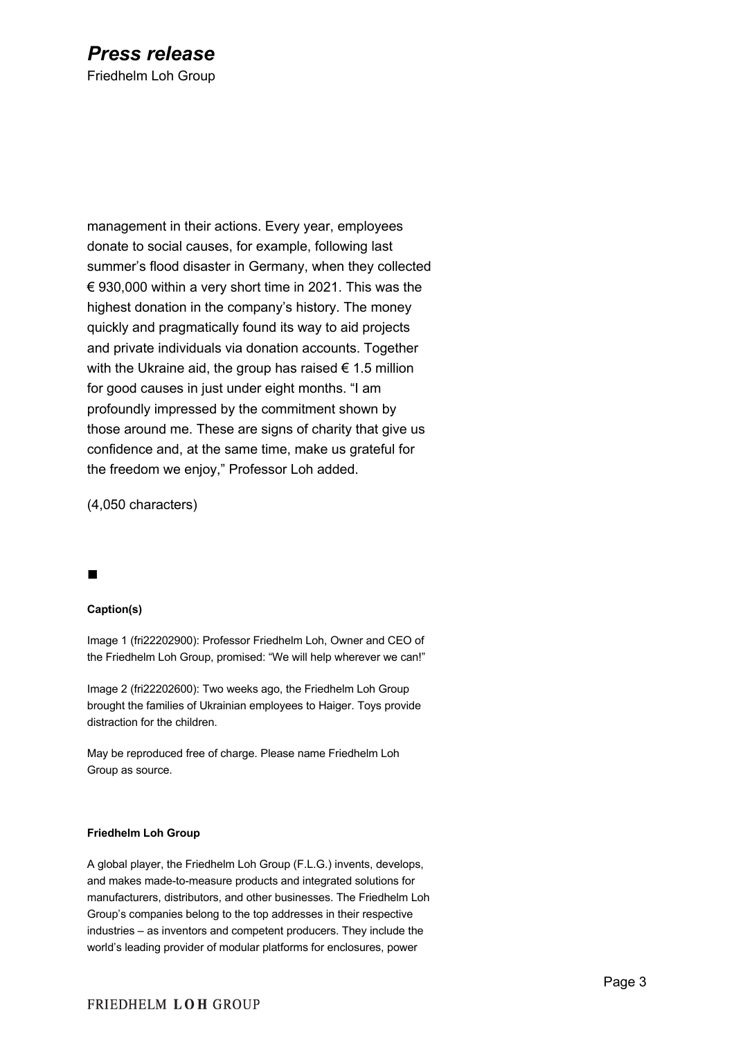management in their actions. Every year, employees donate to social causes, for example, following last summer's flood disaster in Germany, when they collected € 930,000 within a very short time in 2021. This was the highest donation in the company's history. The money quickly and pragmatically found its way to aid projects and private individuals via donation accounts. Together with the Ukraine aid, the group has raised € 1.5 million for good causes in just under eight months. "I am profoundly impressed by the commitment shown by those around me. These are signs of charity that give us confidence and, at the same time, make us grateful for the freedom we enjoy," Professor Loh added.

(4,050 characters)

■

**Caption(s)**

Image 1 (fri22202900): Professor Friedhelm Loh, Owner and CEO of the Friedhelm Loh Group, promised: "We will help wherever we can!"

Image 2 (fri22202600): Two weeks ago, the Friedhelm Loh Group brought the families of Ukrainian employees to Haiger. Toys provide distraction for the children.

May be reproduced free of charge. Please name Friedhelm Loh Group as source.

**Friedhelm Loh Group**

A global player, the Friedhelm Loh Group (F.L.G.) invents, develops, and makes made-to-measure products and integrated solutions for manufacturers, distributors, and other businesses. The Friedhelm Loh Group's companies belong to the top addresses in their respective industries – as inventors and competent producers. They include the world's leading provider of modular platforms for enclosures, power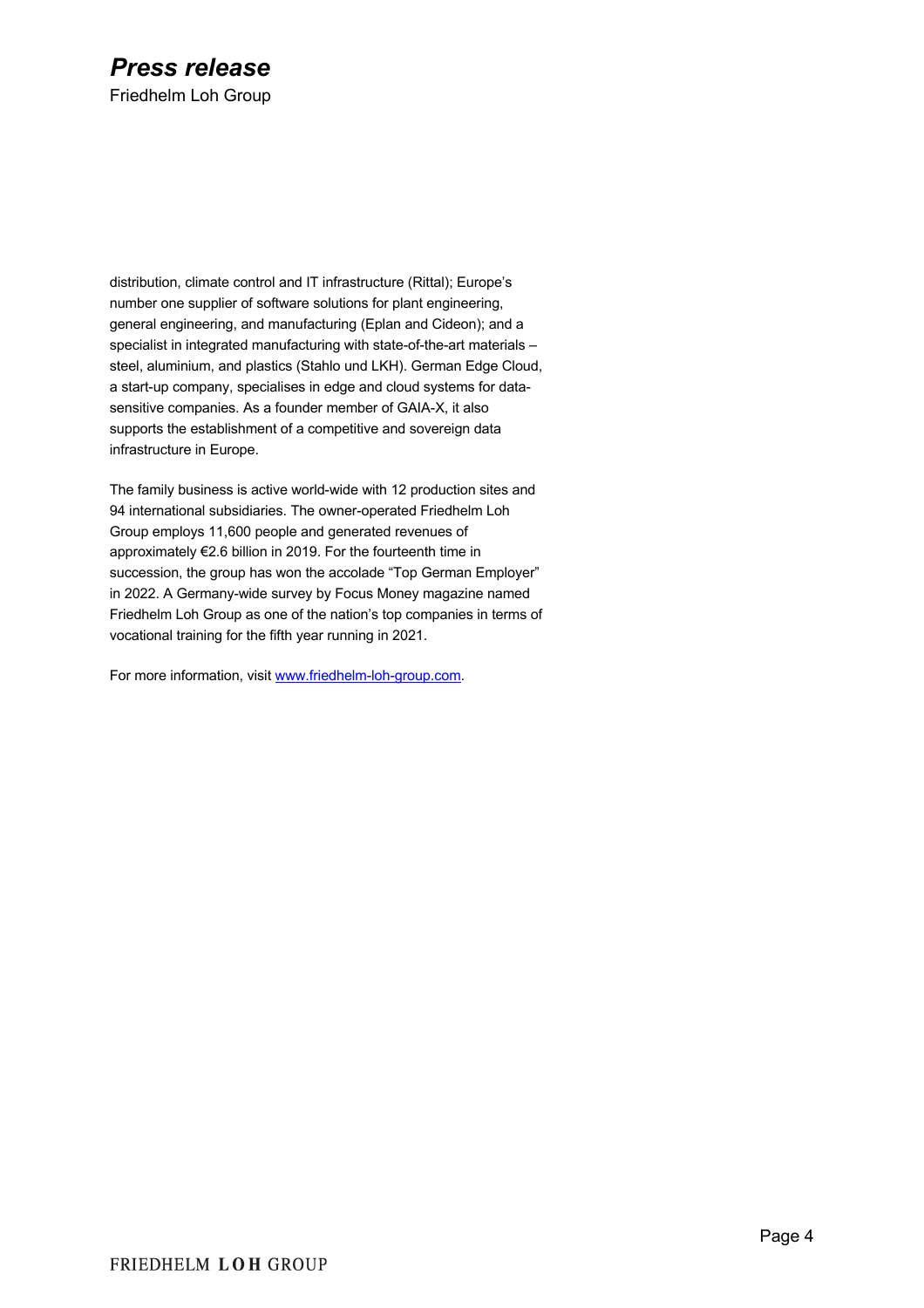distribution, climate control and IT infrastructure (Rittal); Europe's number one supplier of software solutions for plant engineering, general engineering, and manufacturing (Eplan and Cideon); and a specialist in integrated manufacturing with state-of-the-art materials – steel, aluminium, and plastics (Stahlo und LKH). German Edge Cloud, a start-up company, specialises in edge and cloud systems for data-sensitive companies. As a founder member of GAIA-X, it also supports the establishment of a competitive and sovereign data infrastructure in Europe.

The family business is active world-wide with 12 production sites and 94 international subsidiaries. The owner-operated Friedhelm Loh Group employs 11,600 people and generated revenues of approximately €2.6 billion in 2019. For the fourteenth time in succession, the group has won the accolade "Top German Employer" in 2022. A Germany-wide survey by Focus Money magazine named Friedhelm Loh Group as one of the nation's top companies in terms of vocational training for the fifth year running in 2021.

For more information, visit [www.friedhelm-loh-group.com](http://www.friedhelm-loh-group.com).